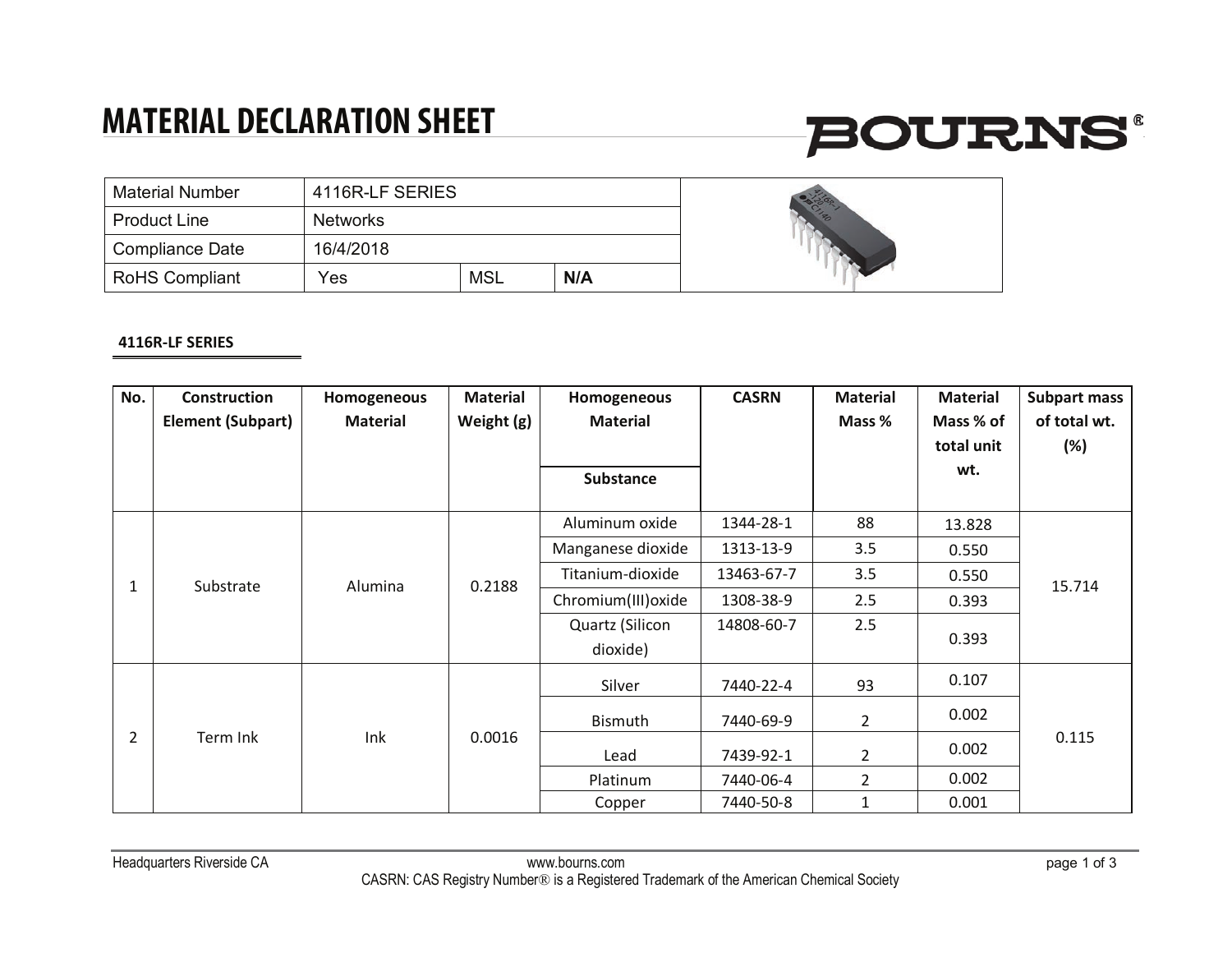# MATERIAL DECLARATION SHEET

BOURNS®

| Material Number | 4116R-LF SERIES | | |
|---|---|---|---|
| Product Line | Networks | | |
| Compliance Date | 16/4/2018 | | |
| RoHS Compliant | Yes | MSL | **N/A** |

**4116R-LF SERIES**

| No. | Construction Element (Subpart) | Homogeneous Material | Material Weight (g) | Homogeneous Material / Substance | CASRN | Material Mass % | Material Mass % of total unit wt. | Subpart mass of total wt. (%) |
|---|---|---|---|---|---|---|---|---|
| 1 | Substrate | Alumina | 0.2188 | Aluminum oxide | 1344-28-1 | 88 | 13.828 | 15.714 |
| | | | | Manganese dioxide | 1313-13-9 | 3.5 | 0.550 | |
| | | | | Titanium-dioxide | 13463-67-7 | 3.5 | 0.550 | |
| | | | | Chromium(III)oxide | 1308-38-9 | 2.5 | 0.393 | |
| | | | | Quartz (Silicon dioxide) | 14808-60-7 | 2.5 | 0.393 | |
| 2 | Term Ink | Ink | 0.0016 | Silver | 7440-22-4 | 93 | 0.107 | 0.115 |
| | | | | Bismuth | 7440-69-9 | 2 | 0.002 | |
| | | | | Lead | 7439-92-1 | 2 | 0.002 | |
| | | | | Platinum | 7440-06-4 | 2 | 0.002 | |
| | | | | Copper | 7440-50-8 | 1 | 0.001 | |

Headquarters Riverside CA www.bourns.com

CASRN: CAS Registry Number® is a Registered Trademark of the American Chemical Society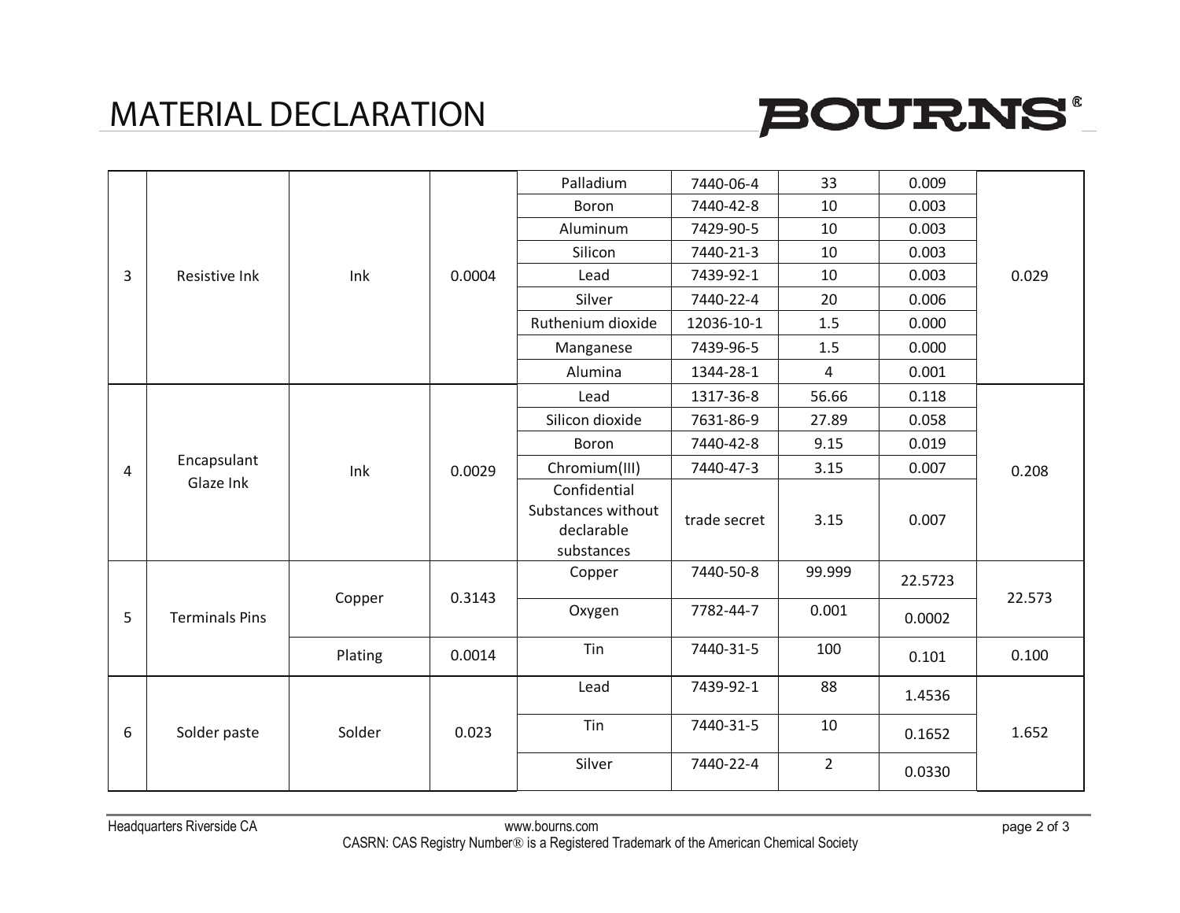# MATERIAL DECLARATION

| | | | | | | | | |
|---|---|---|---|---|---|---|---|---|
| 3 | Resistive Ink | Ink | 0.0004 | Palladium | 7440-06-4 | 33 | 0.009 | 0.029 |
| | | | | Boron | 7440-42-8 | 10 | 0.003 | |
| | | | | Aluminum | 7429-90-5 | 10 | 0.003 | |
| | | | | Silicon | 7440-21-3 | 10 | 0.003 | |
| | | | | Lead | 7439-92-1 | 10 | 0.003 | |
| | | | | Silver | 7440-22-4 | 20 | 0.006 | |
| | | | | Ruthenium dioxide | 12036-10-1 | 1.5 | 0.000 | |
| | | | | Manganese | 7439-96-5 | 1.5 | 0.000 | |
| | | | | Alumina | 1344-28-1 | 4 | 0.001 | |
| 4 | Encapsulant Glaze Ink | Ink | 0.0029 | Lead | 1317-36-8 | 56.66 | 0.118 | 0.208 |
| | | | | Silicon dioxide | 7631-86-9 | 27.89 | 0.058 | |
| | | | | Boron | 7440-42-8 | 9.15 | 0.019 | |
| | | | | Chromium(III) | 7440-47-3 | 3.15 | 0.007 | |
| | | | | Confidential Substances without declarable substances | trade secret | 3.15 | 0.007 | |
| 5 | Terminals Pins | Copper | 0.3143 | Copper | 7440-50-8 | 99.999 | 22.5723 | 22.573 |
| | | | | Oxygen | 7782-44-7 | 0.001 | 0.0002 | |
| | | Plating | 0.0014 | Tin | 7440-31-5 | 100 | 0.101 | 0.100 |
| 6 | Solder paste | Solder | 0.023 | Lead | 7439-92-1 | 88 | 1.4536 | 1.652 |
| | | | | Tin | 7440-31-5 | 10 | 0.1652 | |
| | | | | Silver | 7440-22-4 | 2 | 0.0330 | |

Headquarters Riverside CA www.bourns.com

CASRN: CAS Registry Number® is a Registered Trademark of the American Chemical Society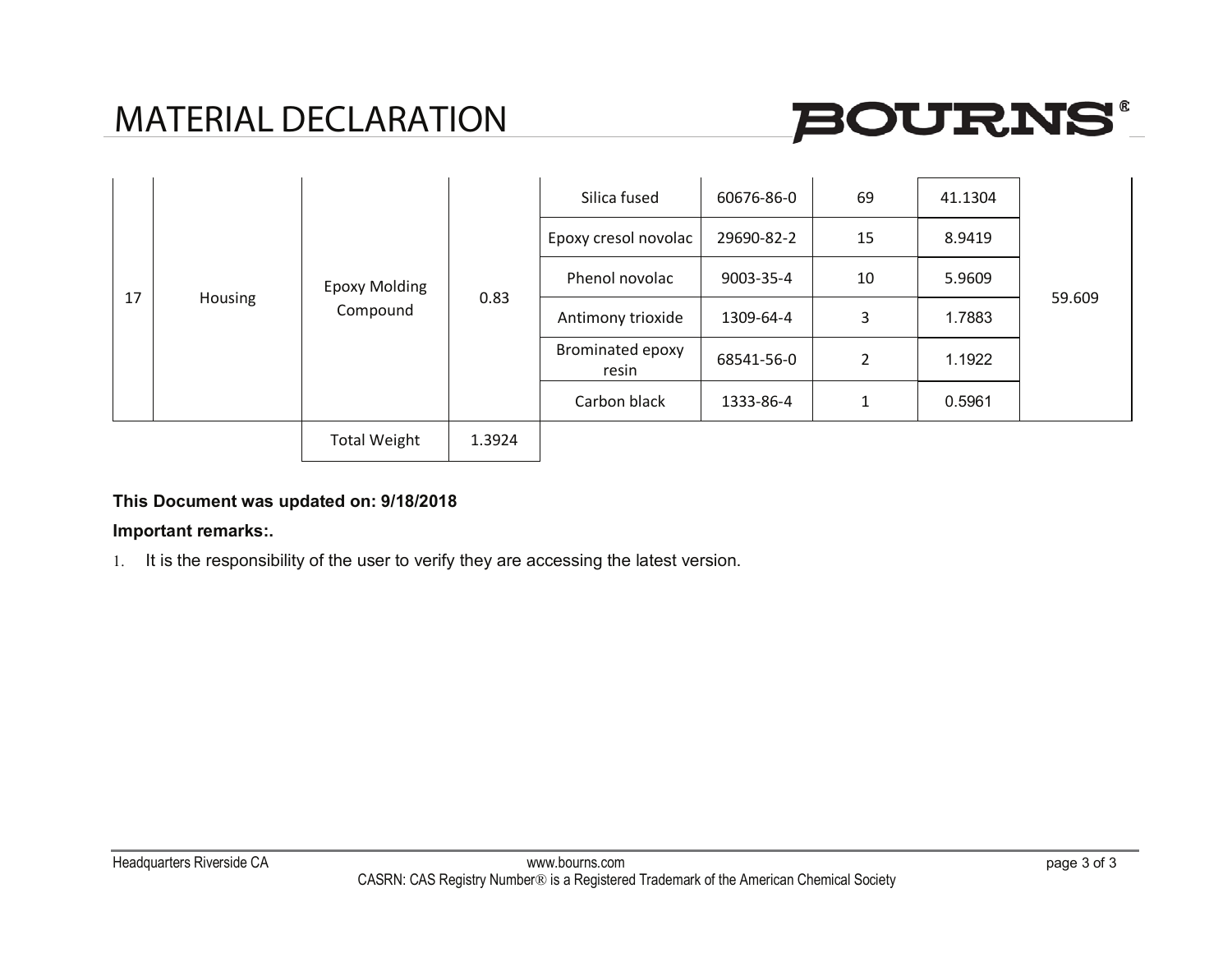# MATERIAL DECLARATION

| | | | | | | | | |
|---|---|---|---|---|---|---|---|---|
| 17 | Housing | Epoxy Molding Compound | 0.83 | Silica fused | 60676-86-0 | 69 | 41.1304 | 59.609 |
| | | | | Epoxy cresol novolac | 29690-82-2 | 15 | 8.9419 | |
| | | | | Phenol novolac | 9003-35-4 | 10 | 5.9609 | |
| | | | | Antimony trioxide | 1309-64-4 | 3 | 1.7883 | |
| | | | | Brominated epoxy resin | 68541-56-0 | 2 | 1.1922 | |
| | | | | Carbon black | 1333-86-4 | 1 | 0.5961 | |
| | | Total Weight | 1.3924 | | | | | |

**This Document was updated on: 9/18/2018**

**Important remarks:.**

1. It is the responsibility of the user to verify they are accessing the latest version.

Headquarters Riverside CA www.bourns.com

CASRN: CAS Registry Number® is a Registered Trademark of the American Chemical Society